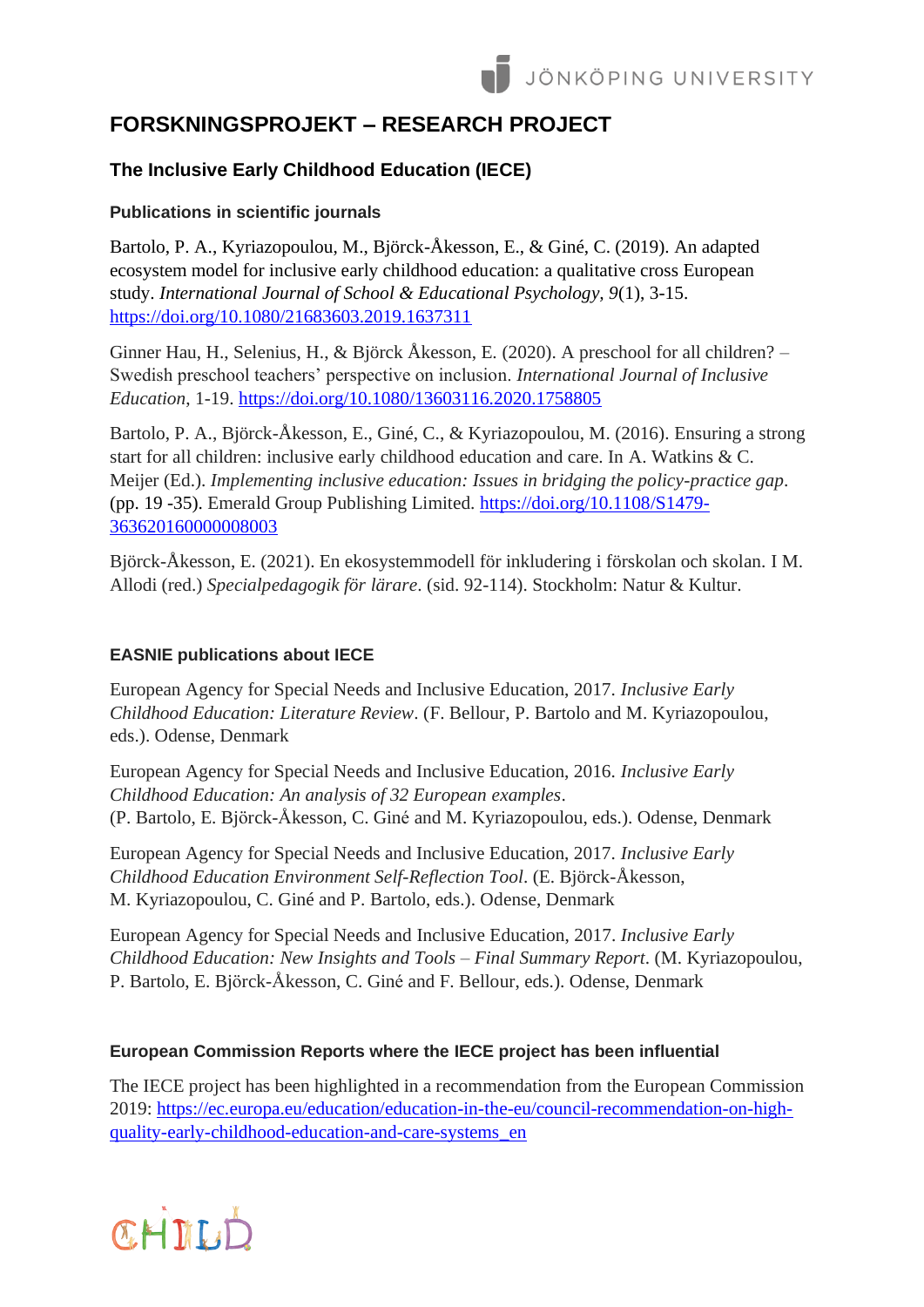# FORSKNINGSPROJEKT – RESEARCH PROJECT

## The Inclusive Early Childhood Education (IECE)

### Publications in scientific journals

Bartolo, P. A., Kyriazopoulou, M., Björck-Åkesson, E., & Giné, C. (2019). An adapted ecosystem model for inclusive early childhood education: a qualitative cross European study. *International Journal of School & Educational Psychology, 9*(1), 3-15. https://doi.org/10.1080/21683603.2019.1637311

Ginner Hau, H., Selenius, H., & Björck Åkesson, E. (2020). A preschool for all children? – Swedish preschool teachers' perspective on inclusion. *International Journal of Inclusive Education*, 1-19. https://doi.org/10.1080/13603116.2020.1758805

Bartolo, P. A., Björck-Åkesson, E., Giné, C., & Kyriazopoulou, M. (2016). Ensuring a strong start for all children: inclusive early childhood education and care. In A. Watkins & C. Meijer (Ed.). *Implementing inclusive education: Issues in bridging the policy-practice gap*. (pp. 19 -35). Emerald Group Publishing Limited. https://doi.org/10.1108/S1479-363620160000008003

Björck-Åkesson, E. (2021). En ekosystemmodell för inkludering i förskolan och skolan. I M. Allodi (red.) *Specialpedagogik för lärare*. (sid. 92-114). Stockholm: Natur & Kultur.

### EASNIE publications about IECE

European Agency for Special Needs and Inclusive Education, 2017. *Inclusive Early Childhood Education: Literature Review*. (F. Bellour, P. Bartolo and M. Kyriazopoulou, eds.). Odense, Denmark

European Agency for Special Needs and Inclusive Education, 2016. *Inclusive Early Childhood Education: An analysis of 32 European examples*. (P. Bartolo, E. Björck-Åkesson, C. Giné and M. Kyriazopoulou, eds.). Odense, Denmark

European Agency for Special Needs and Inclusive Education, 2017. *Inclusive Early Childhood Education Environment Self-Reflection Tool*. (E. Björck-Åkesson, M. Kyriazopoulou, C. Giné and P. Bartolo, eds.). Odense, Denmark

European Agency for Special Needs and Inclusive Education, 2017. *Inclusive Early Childhood Education: New Insights and Tools – Final Summary Report*. (M. Kyriazopoulou, P. Bartolo, E. Björck-Åkesson, C. Giné and F. Bellour, eds.). Odense, Denmark

### European Commission Reports where the IECE project has been influential

The IECE project has been highlighted in a recommendation from the European Commission 2019: https://ec.europa.eu/education/education-in-the-eu/council-recommendation-on-high-quality-early-childhood-education-and-care-systems_en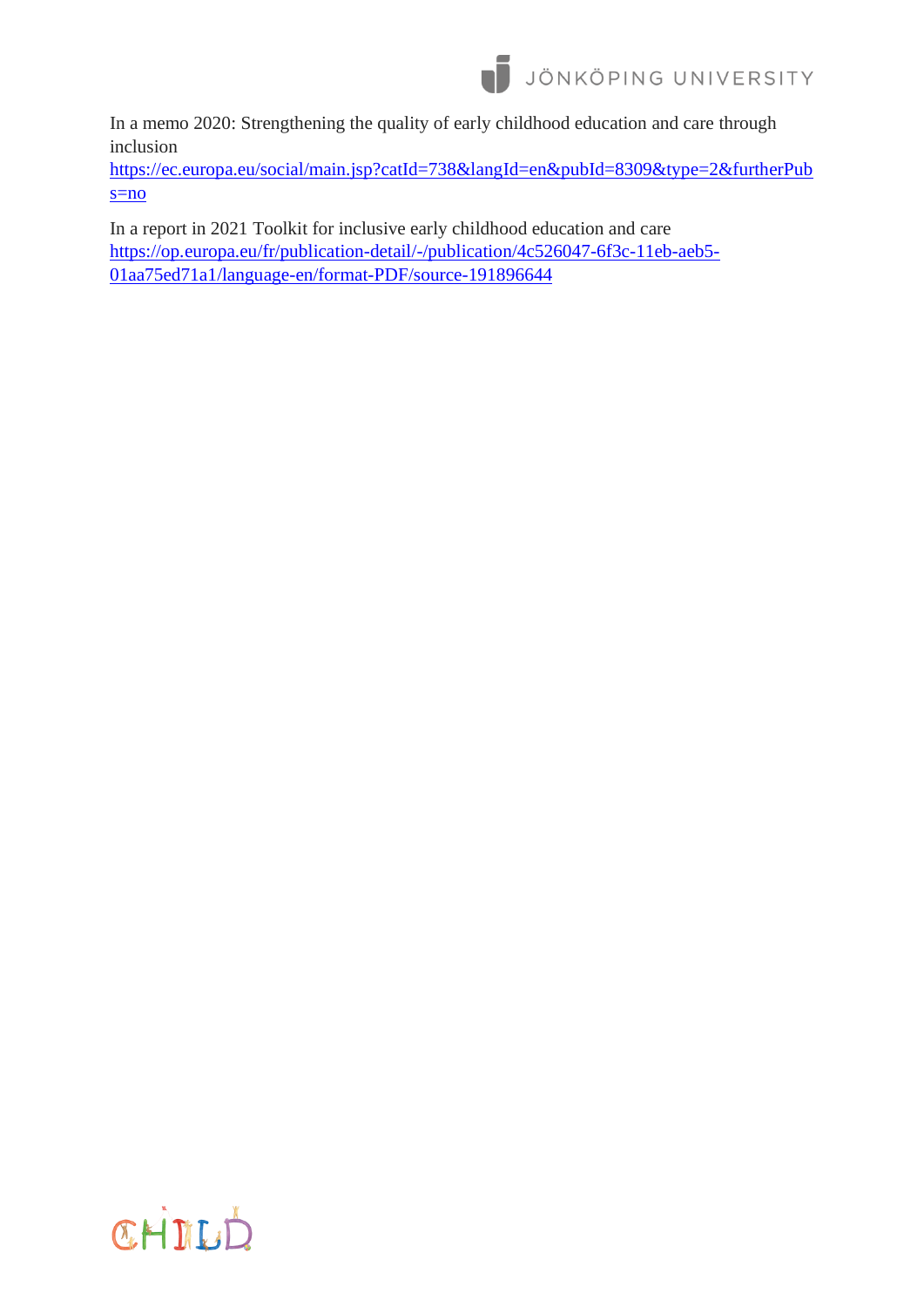In a memo 2020: Strengthening the quality of early childhood education and care through inclusion
https://ec.europa.eu/social/main.jsp?catId=738&langId=en&pubId=8309&type=2&furtherPubs=no

In a report in 2021 Toolkit for inclusive early childhood education and care
https://op.europa.eu/fr/publication-detail/-/publication/4c526047-6f3c-11eb-aeb5-01aa75ed71a1/language-en/format-PDF/source-191896644